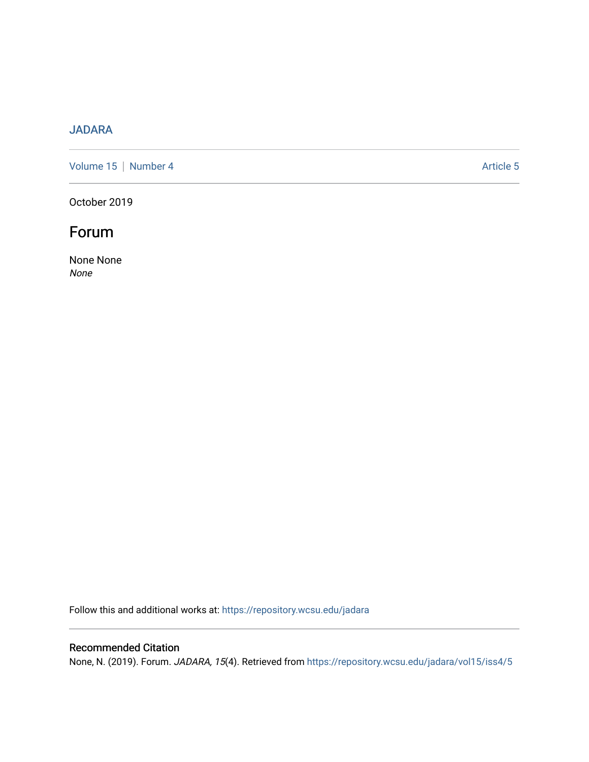JADARA

Volume 15 | Number 4 Article 5

October 2019

# Forum

None None
*None*

Follow this and additional works at: https://repository.wcsu.edu/jadara

## Recommended Citation

None, N. (2019). Forum. *JADARA, 15*(4). Retrieved from https://repository.wcsu.edu/jadara/vol15/iss4/5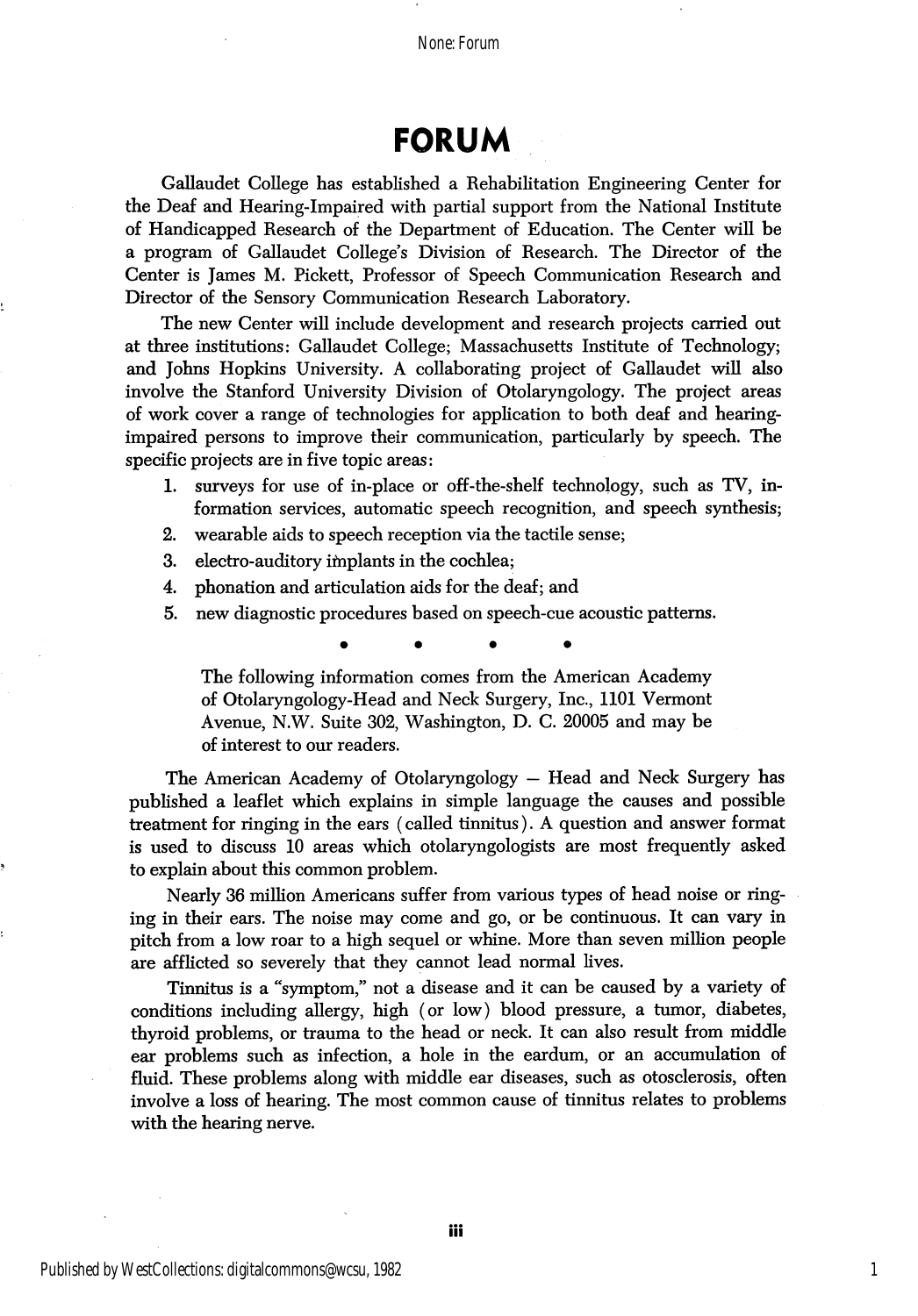# FORUM

Gallaudet College has established a Rehabilitation Engineering Center for the Deaf and Hearing-Impaired with partial support from the National Institute of Handicapped Research of the Department of Education. The Center will be a program of Gallaudet College's Division of Research. The Director of the Center is James M. Pickett, Professor of Speech Communication Research and Director of the Sensory Communication Research Laboratory.

The new Center will include development and research projects carried out at three institutions: Gallaudet College; Massachusetts Institute of Technology; and Johns Hopkins University. A collaborating project of Gallaudet will also involve the Stanford University Division of Otolaryngology. The project areas of work cover a range of technologies for application to both deaf and hearing-impaired persons to improve their communication, particularly by speech. The specific projects are in five topic areas:

1. surveys for use of in-place or off-the-shelf technology, such as TV, information services, automatic speech recognition, and speech synthesis;
2. wearable aids to speech reception via the tactile sense;
3. electro-auditory implants in the cochlea;
4. phonation and articulation aids for the deaf; and
5. new diagnostic procedures based on speech-cue acoustic patterns.

• • • •

The following information comes from the American Academy of Otolaryngology-Head and Neck Surgery, Inc., 1101 Vermont Avenue, N.W. Suite 302, Washington, D. C. 20005 and may be of interest to our readers.

The American Academy of Otolaryngology – Head and Neck Surgery has published a leaflet which explains in simple language the causes and possible treatment for ringing in the ears (called tinnitus). A question and answer format is used to discuss 10 areas which otolaryngologists are most frequently asked to explain about this common problem.

Nearly 36 million Americans suffer from various types of head noise or ringing in their ears. The noise may come and go, or be continuous. It can vary in pitch from a low roar to a high sequel or whine. More than seven million people are afflicted so severely that they cannot lead normal lives.

Tinnitus is a "symptom," not a disease and it can be caused by a variety of conditions including allergy, high (or low) blood pressure, a tumor, diabetes, thyroid problems, or trauma to the head or neck. It can also result from middle ear problems such as infection, a hole in the eardum, or an accumulation of fluid. These problems along with middle ear diseases, such as otosclerosis, often involve a loss of hearing. The most common cause of tinnitus relates to problems with the hearing nerve.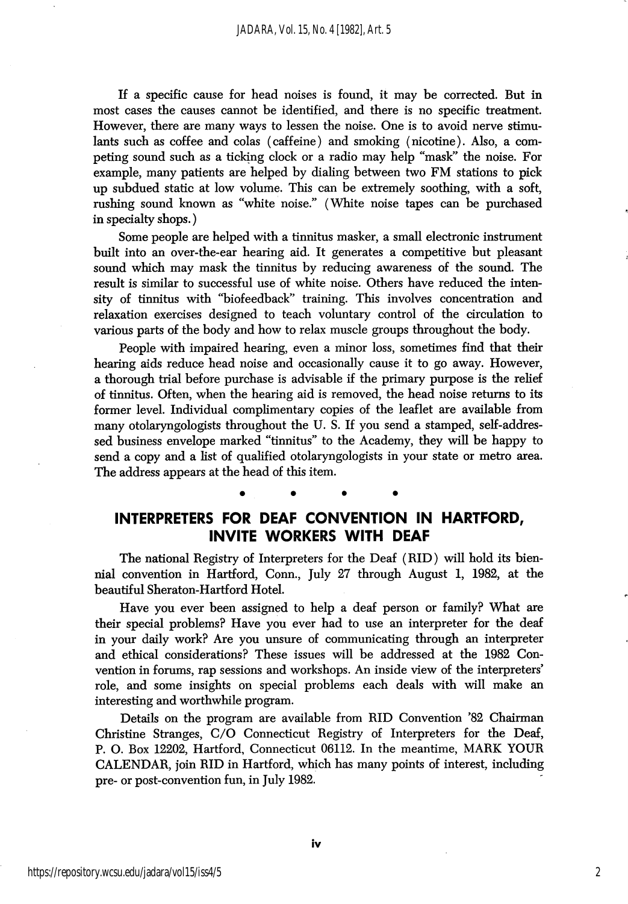If a specific cause for head noises is found, it may be corrected. But in most cases the causes cannot be identified, and there is no specific treatment. However, there are many ways to lessen the noise. One is to avoid nerve stimulants such as coffee and colas (caffeine) and smoking (nicotine). Also, a competing sound such as a ticking clock or a radio may help "mask" the noise. For example, many patients are helped by dialing between two FM stations to pick up subdued static at low volume. This can be extremely soothing, with a soft, rushing sound known as "white noise." (White noise tapes can be purchased in specialty shops.)

Some people are helped with a tinnitus masker, a small electronic instrument built into an over-the-ear hearing aid. It generates a competitive but pleasant sound which may mask the tinnitus by reducing awareness of the sound. The result is similar to successful use of white noise. Others have reduced the intensity of tinnitus with "biofeedback" training. This involves concentration and relaxation exercises designed to teach voluntary control of the circulation to various parts of the body and how to relax muscle groups throughout the body.

People with impaired hearing, even a minor loss, sometimes find that their hearing aids reduce head noise and occasionally cause it to go away. However, a thorough trial before purchase is advisable if the primary purpose is the relief of tinnitus. Often, when the hearing aid is removed, the head noise returns to its former level. Individual complimentary copies of the leaflet are available from many otolaryngologists throughout the U. S. If you send a stamped, self-addressed business envelope marked "tinnitus" to the Academy, they will be happy to send a copy and a list of qualified otolaryngologists in your state or metro area. The address appears at the head of this item.

• • • •

## INTERPRETERS FOR DEAF CONVENTION IN HARTFORD, INVITE WORKERS WITH DEAF

The national Registry of Interpreters for the Deaf (RID) will hold its biennial convention in Hartford, Conn., July 27 through August 1, 1982, at the beautiful Sheraton-Hartford Hotel.

Have you ever been assigned to help a deaf person or family? What are their special problems? Have you ever had to use an interpreter for the deaf in your daily work? Are you unsure of communicating through an interpreter and ethical considerations? These issues will be addressed at the 1982 Convention in forums, rap sessions and workshops. An inside view of the interpreters' role, and some insights on special problems each deals with will make an interesting and worthwhile program.

Details on the program are available from RID Convention '82 Chairman Christine Stranges, C/O Connecticut Registry of Interpreters for the Deaf, P. O. Box 12202, Hartford, Connecticut 06112. In the meantime, MARK YOUR CALENDAR, join RID in Hartford, which has many points of interest, including pre- or post-convention fun, in July 1982.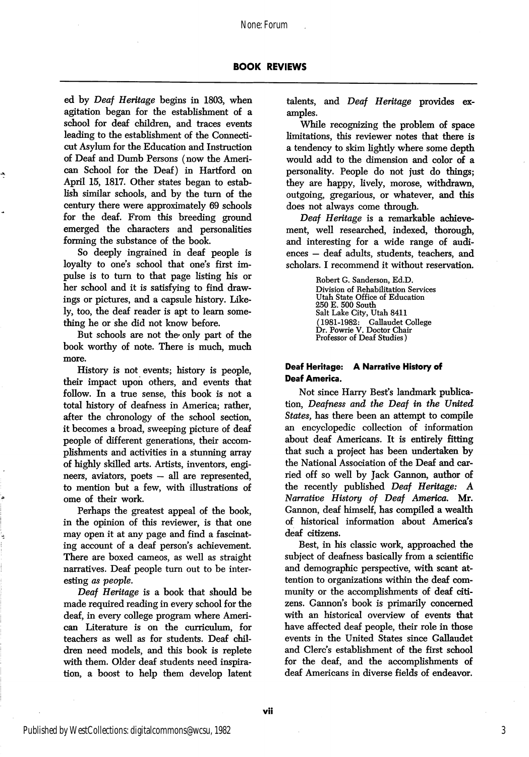ed by *Deaf Heritage* begins in 1803, when agitation began for the establishment of a school for deaf children, and traces events leading to the establishment of the Connecticut Asylum for the Education and Instruction of Deaf and Dumb Persons (now the American School for the Deaf) in Hartford on April 15, 1817. Other states began to establish similar schools, and by the turn of the century there were approximately 69 schools for the deaf. From this breeding ground emerged the characters and personalities forming the substance of the book.

So deeply ingrained in deaf people is loyalty to one's school that one's first impulse is to turn to that page listing his or her school and it is satisfying to find drawings or pictures, and a capsule history. Likely, too, the deaf reader is apt to learn something he or she did not know before.

But schools are not the only part of the book worthy of note. There is much, much more.

History is not events; history is people, their impact upon others, and events that follow. In a true sense, this book is not a total history of deafness in America; rather, after the chronology of the school section, it becomes a broad, sweeping picture of deaf people of different generations, their accomplishments and activities in a stunning array of highly skilled arts. Artists, inventors, engineers, aviators, poets — all are represented, to mention but a few, with illustrations of ome of their work.

Perhaps the greatest appeal of the book, in the opinion of this reviewer, is that one may open it at any page and find a fascinating account of a deaf person's achievement. There are boxed cameos, as well as straight narratives. Deaf people turn out to be interesting *as people*.

*Deaf Heritage* is a book that should be made required reading in every school for the deaf, in every college program where American Literature is on the curriculum, for teachers as well as for students. Deaf children need models, and this book is replete with them. Older deaf students need inspiration, a boost to help them develop latent talents, and *Deaf Heritage* provides examples.

While recognizing the problem of space limitations, this reviewer notes that there is a tendency to skim lightly where some depth would add to the dimension and color of a personality. People do not just do things; they are happy, lively, morose, withdrawn, outgoing, gregarious, or whatever, and this does not always come through.

*Deaf Heritage* is a remarkable achievement, well researched, indexed, thorough, and interesting for a wide range of audiences — deaf adults, students, teachers, and scholars. I recommend it without reservation.

Robert G. Sanderson, Ed.D.
Division of Rehabilitation Services
Utah State Office of Education
250 E. 500 South
Salt Lake City, Utah 8411
(1981-1982: Gallaudet College
Dr. Powrie V. Doctor Chair
Professor of Deaf Studies)

### Deaf Heritage: A Narrative History of Deaf America.

Not since Harry Best's landmark publication, *Deafness and the Deaf in the United States,* has there been an attempt to compile an encyclopedic collection of information about deaf Americans. It is entirely fitting that such a project has been undertaken by the National Association of the Deaf and carried off so well by Jack Gannon, author of the recently published *Deaf Heritage: A Narrative History of Deaf America.* Mr. Gannon, deaf himself, has compiled a wealth of historical information about America's deaf citizens.

Best, in his classic work, approached the subject of deafness basically from a scientific and demographic perspective, with scant attention to organizations within the deaf community or the accomplishments of deaf citizens. Gannon's book is primarily concerned with an historical overview of events that have affected deaf people, their role in those events in the United States since Gallaudet and Clerc's establishment of the first school for the deaf, and the accomplishments of deaf Americans in diverse fields of endeavor.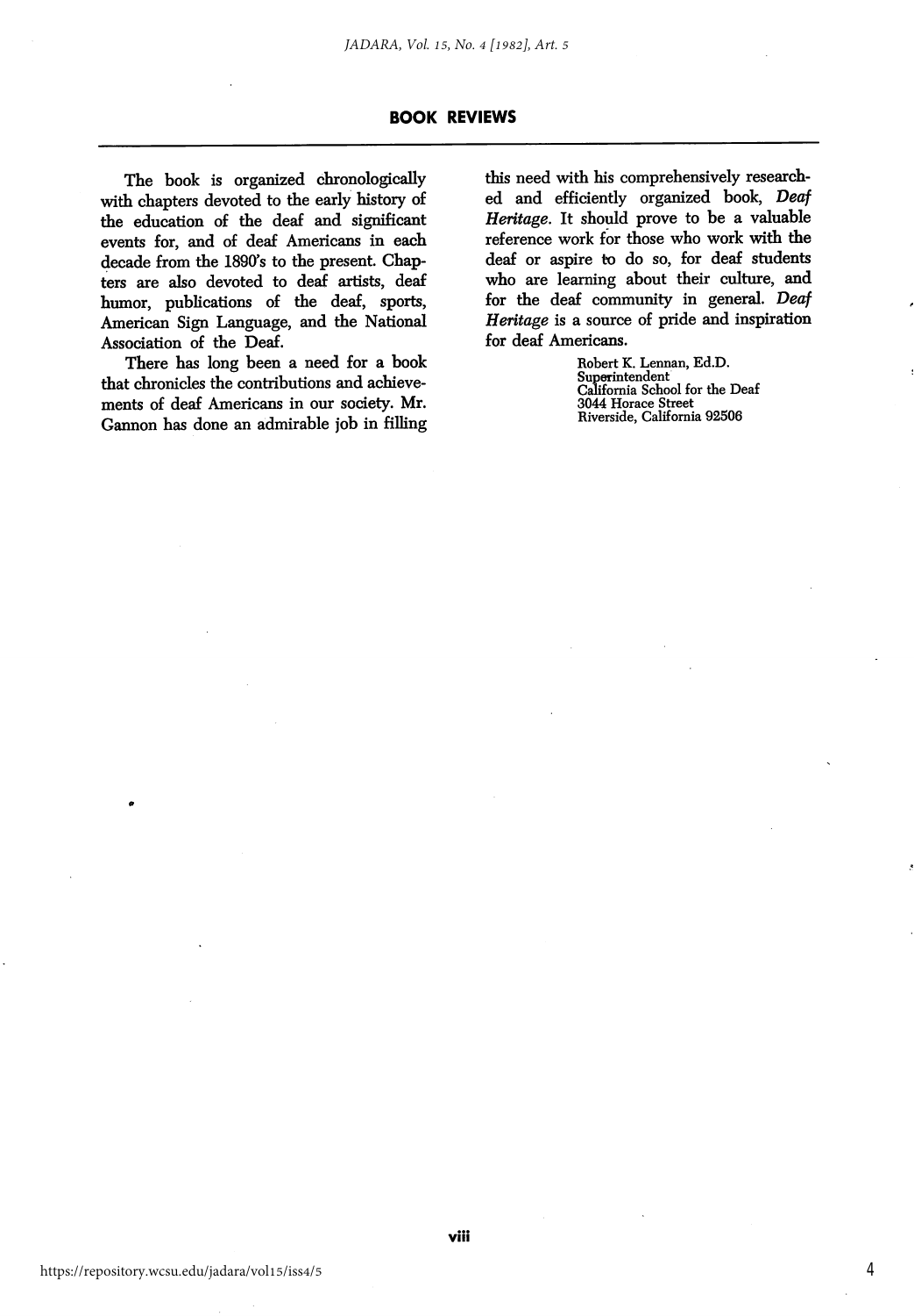## BOOK REVIEWS

The book is organized chronologically with chapters devoted to the early history of the education of the deaf and significant events for, and of deaf Americans in each decade from the 1890's to the present. Chapters are also devoted to deaf artists, deaf humor, publications of the deaf, sports, American Sign Language, and the National Association of the Deaf.

There has long been a need for a book that chronicles the contributions and achievements of deaf Americans in our society. Mr. Gannon has done an admirable job in filling this need with his comprehensively researched and efficiently organized book, *Deaf Heritage*. It should prove to be a valuable reference work for those who work with the deaf or aspire to do so, for deaf students who are learning about their culture, and for the deaf community in general. *Deaf Heritage* is a source of pride and inspiration for deaf Americans.

Robert K. Lennan, Ed.D.
Superintendent
California School for the Deaf
3044 Horace Street
Riverside, California 92506